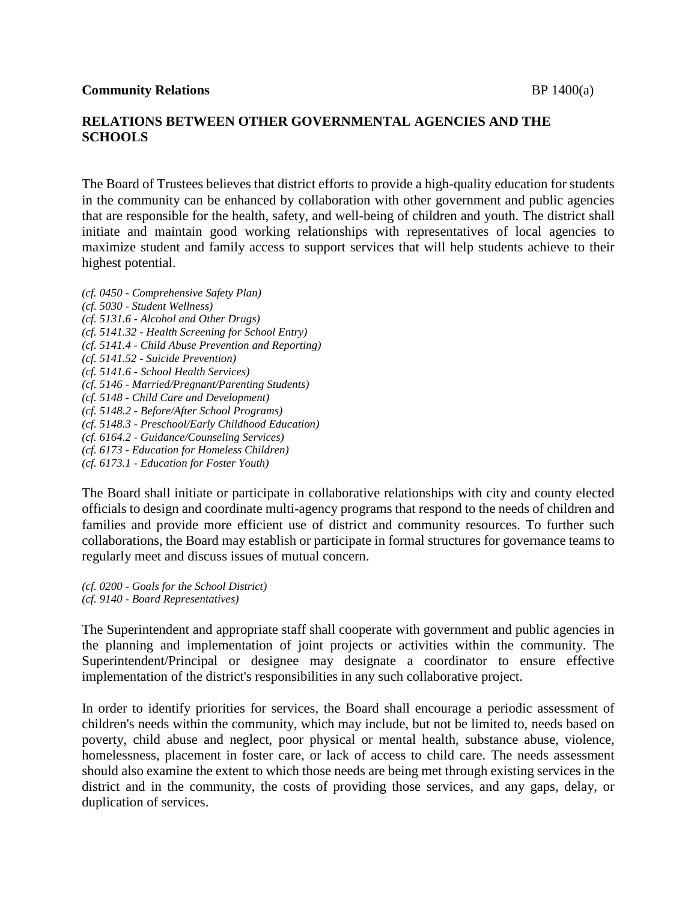**Community Relations** BP 1400(a)

## RELATIONS BETWEEN OTHER GOVERNMENTAL AGENCIES AND THE SCHOOLS

The Board of Trustees believes that district efforts to provide a high-quality education for students in the community can be enhanced by collaboration with other government and public agencies that are responsible for the health, safety, and well-being of children and youth. The district shall initiate and maintain good working relationships with representatives of local agencies to maximize student and family access to support services that will help students achieve to their highest potential.

*(cf. 0450 - Comprehensive Safety Plan)*
*(cf. 5030 - Student Wellness)*
*(cf. 5131.6 - Alcohol and Other Drugs)*
*(cf. 5141.32 - Health Screening for School Entry)*
*(cf. 5141.4 - Child Abuse Prevention and Reporting)*
*(cf. 5141.52 - Suicide Prevention)*
*(cf. 5141.6 - School Health Services)*
*(cf. 5146 - Married/Pregnant/Parenting Students)*
*(cf. 5148 - Child Care and Development)*
*(cf. 5148.2 - Before/After School Programs)*
*(cf. 5148.3 - Preschool/Early Childhood Education)*
*(cf. 6164.2 - Guidance/Counseling Services)*
*(cf. 6173 - Education for Homeless Children)*
*(cf. 6173.1 - Education for Foster Youth)*

The Board shall initiate or participate in collaborative relationships with city and county elected officials to design and coordinate multi-agency programs that respond to the needs of children and families and provide more efficient use of district and community resources. To further such collaborations, the Board may establish or participate in formal structures for governance teams to regularly meet and discuss issues of mutual concern.

*(cf. 0200 - Goals for the School District)*
*(cf. 9140 - Board Representatives)*

The Superintendent and appropriate staff shall cooperate with government and public agencies in the planning and implementation of joint projects or activities within the community. The Superintendent/Principal or designee may designate a coordinator to ensure effective implementation of the district's responsibilities in any such collaborative project.

In order to identify priorities for services, the Board shall encourage a periodic assessment of children's needs within the community, which may include, but not be limited to, needs based on poverty, child abuse and neglect, poor physical or mental health, substance abuse, violence, homelessness, placement in foster care, or lack of access to child care. The needs assessment should also examine the extent to which those needs are being met through existing services in the district and in the community, the costs of providing those services, and any gaps, delay, or duplication of services.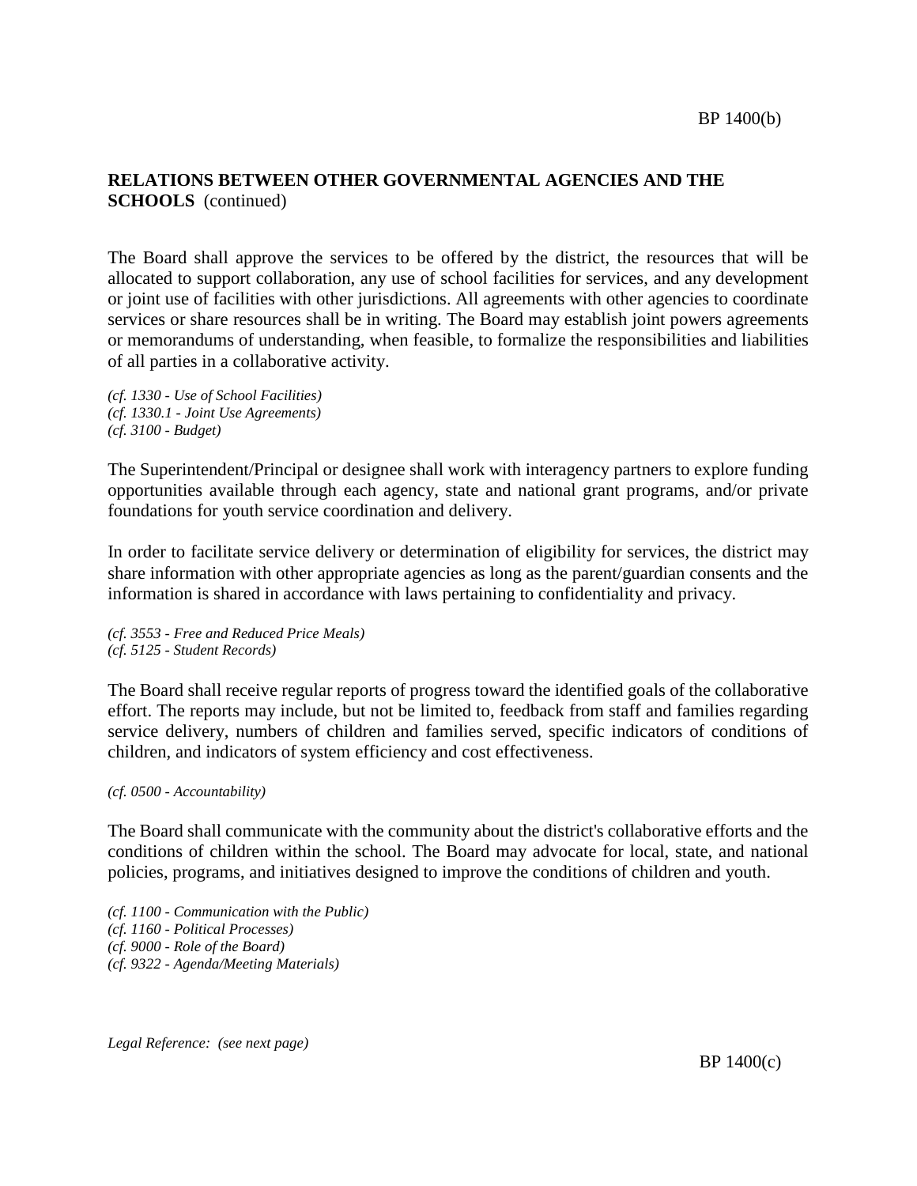**RELATIONS BETWEEN OTHER GOVERNMENTAL AGENCIES AND THE SCHOOLS** (continued)

The Board shall approve the services to be offered by the district, the resources that will be allocated to support collaboration, any use of school facilities for services, and any development or joint use of facilities with other jurisdictions. All agreements with other agencies to coordinate services or share resources shall be in writing. The Board may establish joint powers agreements or memorandums of understanding, when feasible, to formalize the responsibilities and liabilities of all parties in a collaborative activity.

*(cf. 1330 - Use of School Facilities)*
*(cf. 1330.1 - Joint Use Agreements)*
*(cf. 3100 - Budget)*

The Superintendent/Principal or designee shall work with interagency partners to explore funding opportunities available through each agency, state and national grant programs, and/or private foundations for youth service coordination and delivery.

In order to facilitate service delivery or determination of eligibility for services, the district may share information with other appropriate agencies as long as the parent/guardian consents and the information is shared in accordance with laws pertaining to confidentiality and privacy.

*(cf. 3553 - Free and Reduced Price Meals)*
*(cf. 5125 - Student Records)*

The Board shall receive regular reports of progress toward the identified goals of the collaborative effort. The reports may include, but not be limited to, feedback from staff and families regarding service delivery, numbers of children and families served, specific indicators of conditions of children, and indicators of system efficiency and cost effectiveness.

*(cf. 0500 - Accountability)*

The Board shall communicate with the community about the district's collaborative efforts and the conditions of children within the school. The Board may advocate for local, state, and national policies, programs, and initiatives designed to improve the conditions of children and youth.

*(cf. 1100 - Communication with the Public)*
*(cf. 1160 - Political Processes)*
*(cf. 9000 - Role of the Board)*
*(cf. 9322 - Agenda/Meeting Materials)*

*Legal Reference: (see next page)*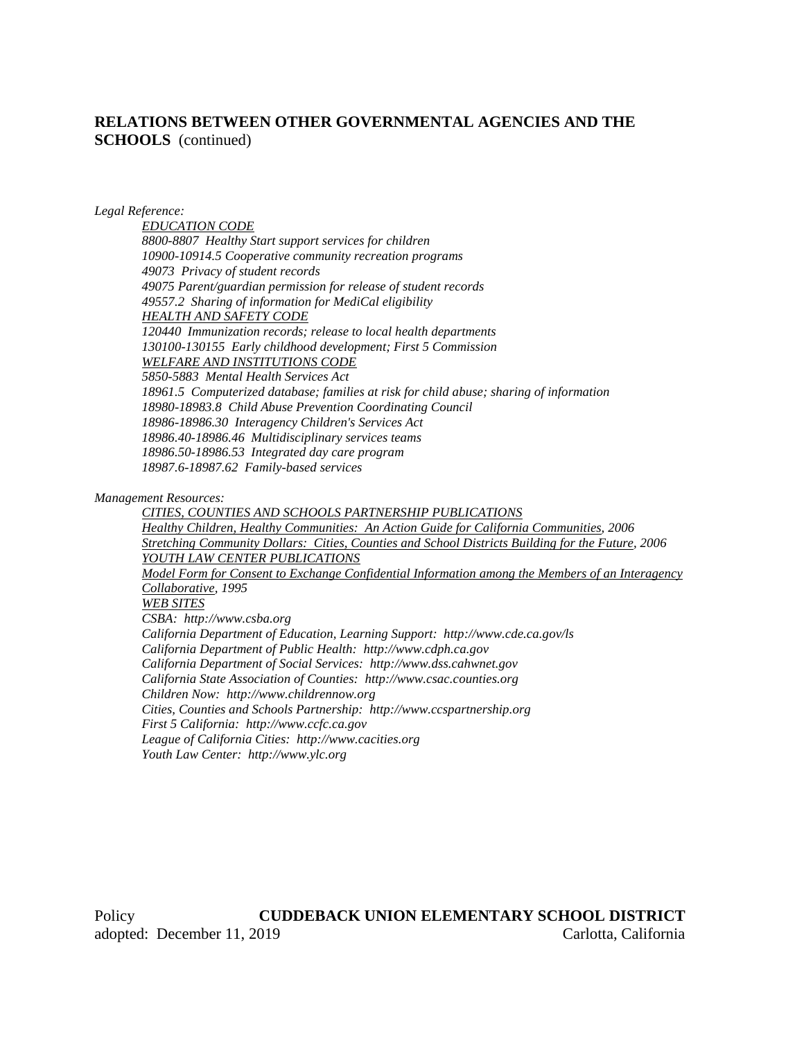**RELATIONS BETWEEN OTHER GOVERNMENTAL AGENCIES AND THE SCHOOLS** (continued)

*Legal Reference:*

*EDUCATION CODE*
*8800-8807 Healthy Start support services for children*
*10900-10914.5 Cooperative community recreation programs*
*49073 Privacy of student records*
*49075 Parent/guardian permission for release of student records*
*49557.2 Sharing of information for MediCal eligibility*
*HEALTH AND SAFETY CODE*
*120440 Immunization records; release to local health departments*
*130100-130155 Early childhood development; First 5 Commission*
*WELFARE AND INSTITUTIONS CODE*
*5850-5883 Mental Health Services Act*
*18961.5 Computerized database; families at risk for child abuse; sharing of information*
*18980-18983.8 Child Abuse Prevention Coordinating Council*
*18986-18986.30 Interagency Children's Services Act*
*18986.40-18986.46 Multidisciplinary services teams*
*18986.50-18986.53 Integrated day care program*
*18987.6-18987.62 Family-based services*

*Management Resources:*

*CITIES, COUNTIES AND SCHOOLS PARTNERSHIP PUBLICATIONS*
*Healthy Children, Healthy Communities: An Action Guide for California Communities, 2006*
*Stretching Community Dollars: Cities, Counties and School Districts Building for the Future, 2006*
*YOUTH LAW CENTER PUBLICATIONS*
*Model Form for Consent to Exchange Confidential Information among the Members of an Interagency Collaborative, 1995*
*WEB SITES*
*CSBA: http://www.csba.org*
*California Department of Education, Learning Support: http://www.cde.ca.gov/ls*
*California Department of Public Health: http://www.cdph.ca.gov*
*California Department of Social Services: http://www.dss.cahwnet.gov*
*California State Association of Counties: http://www.csac.counties.org*
*Children Now: http://www.childrennow.org*
*Cities, Counties and Schools Partnership: http://www.ccspartnership.org*
*First 5 California: http://www.ccfc.ca.gov*
*League of California Cities: http://www.cacities.org*
*Youth Law Center: http://www.ylc.org*

Policy **CUDDEBACK UNION ELEMENTARY SCHOOL DISTRICT**
adopted: December 11, 2019 Carlotta, California